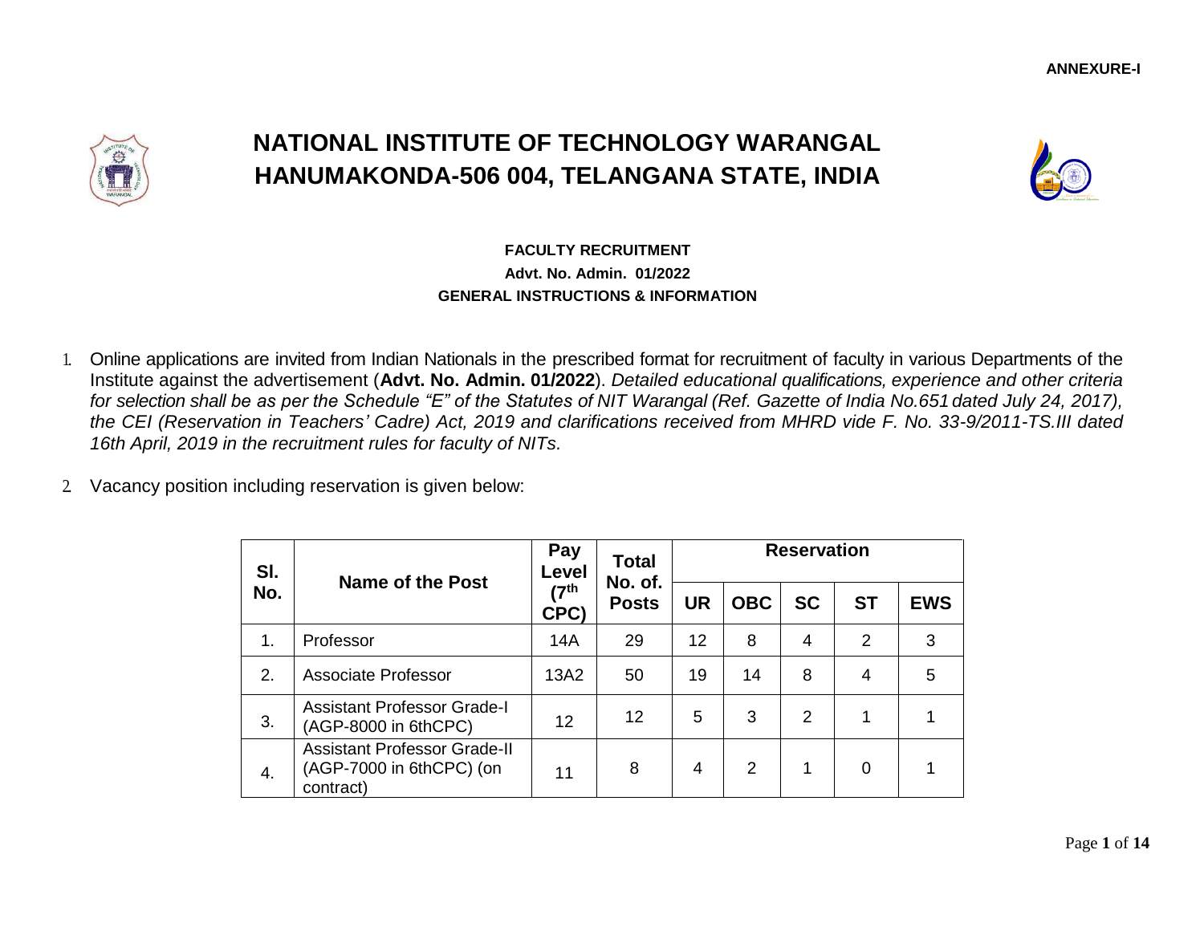**ANNEXURE-I**

# NATIONAL INSTITUTE OF TECHNOLOGY WARANGAL
# HANUMAKONDA-506 004, TELANGANA STATE, INDIA

### FACULTY RECRUITMENT
### Advt. No. Admin. 01/2022
### GENERAL INSTRUCTIONS & INFORMATION

1. Online applications are invited from Indian Nationals in the prescribed format for recruitment of faculty in various Departments of the Institute against the advertisement (**Advt. No. Admin. 01/2022**). *Detailed educational qualifications, experience and other criteria for selection shall be as per the Schedule "E" of the Statutes of NIT Warangal (Ref. Gazette of India No.651 dated July 24, 2017), the CEI (Reservation in Teachers' Cadre) Act, 2019 and clarifications received from MHRD vide F. No. 33-9/2011-TS.III dated 16th April, 2019 in the recruitment rules for faculty of NITs.*

2. Vacancy position including reservation is given below:

| Sl. No. | Name of the Post | Pay Level (7th CPC) | Total No. of. Posts | Reservation | | | | |
|---|---|---|---|---|---|---|---|---|
| | | | | UR | OBC | SC | ST | EWS |
| 1. | Professor | 14A | 29 | 12 | 8 | 4 | 2 | 3 |
| 2. | Associate Professor | 13A2 | 50 | 19 | 14 | 8 | 4 | 5 |
| 3. | Assistant Professor Grade-I (AGP-8000 in 6thCPC) | 12 | 12 | 5 | 3 | 2 | 1 | 1 |
| 4. | Assistant Professor Grade-II (AGP-7000 in 6thCPC) (on contract) | 11 | 8 | 4 | 2 | 1 | 0 | 1 |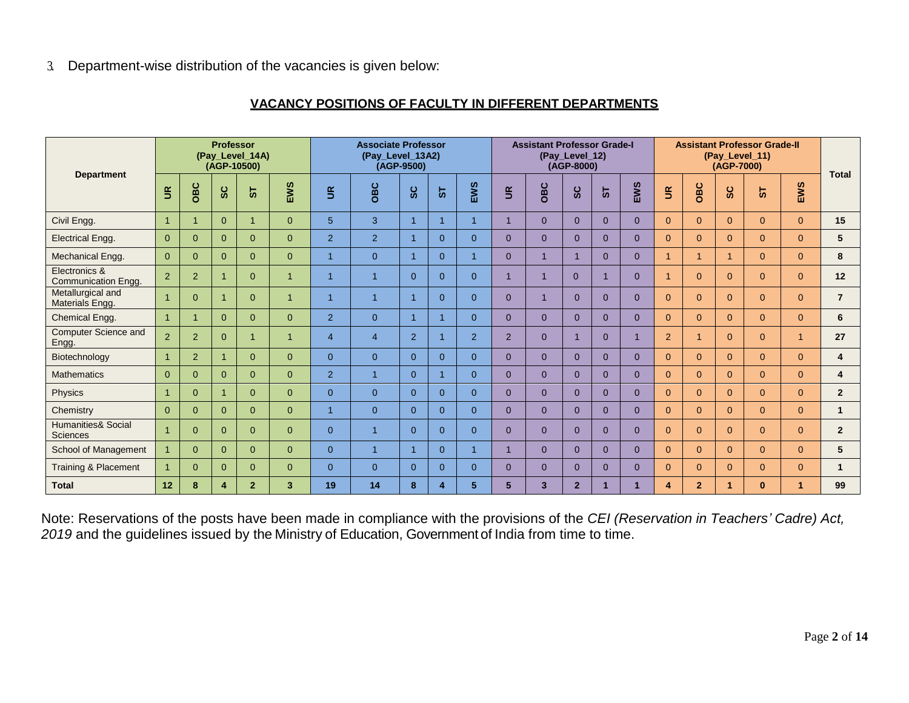3. Department-wise distribution of the vacancies is given below:

## VACANCY POSITIONS OF FACULTY IN DIFFERENT DEPARTMENTS

| Department | Professor (Pay_Level_14A) (AGP-10500) | | | | | Associate Professor (Pay_Level_13A2) (AGP-9500) | | | | | Assistant Professor Grade-I (Pay_Level_12) (AGP-8000) | | | | | Assistant Professor Grade-II (Pay_Level_11) (AGP-7000) | | | | | Total |
|---|---|---|---|---|---|---|---|---|---|---|---|---|---|---|---|---|---|---|---|---|---|
| | UR | OBC | SC | ST | EWS | UR | OBC | SC | ST | EWS | UR | OBC | SC | ST | EWS | UR | OBC | SC | ST | EWS | |
| Civil Engg. | 1 | 1 | 0 | 1 | 0 | 5 | 3 | 1 | 1 | 1 | 1 | 0 | 0 | 0 | 0 | 0 | 0 | 0 | 0 | 0 | **15** |
| Electrical Engg. | 0 | 0 | 0 | 0 | 0 | 2 | 2 | 1 | 0 | 0 | 0 | 0 | 0 | 0 | 0 | 0 | 0 | 0 | 0 | 0 | **5** |
| Mechanical Engg. | 0 | 0 | 0 | 0 | 0 | 1 | 0 | 1 | 0 | 1 | 0 | 1 | 1 | 0 | 0 | 1 | 1 | 1 | 0 | 0 | **8** |
| Electronics & Communication Engg. | 2 | 2 | 1 | 0 | 1 | 1 | 1 | 0 | 0 | 0 | 1 | 1 | 0 | 1 | 0 | 1 | 0 | 0 | 0 | 0 | **12** |
| Metallurgical and Materials Engg. | 1 | 0 | 1 | 0 | 1 | 1 | 1 | 1 | 0 | 0 | 0 | 1 | 0 | 0 | 0 | 0 | 0 | 0 | 0 | 0 | **7** |
| Chemical Engg. | 1 | 1 | 0 | 0 | 0 | 2 | 0 | 1 | 1 | 0 | 0 | 0 | 0 | 0 | 0 | 0 | 0 | 0 | 0 | 0 | **6** |
| Computer Science and Engg. | 2 | 2 | 0 | 1 | 1 | 4 | 4 | 2 | 1 | 2 | 2 | 0 | 1 | 0 | 1 | 2 | 1 | 0 | 0 | 1 | **27** |
| Biotechnology | 1 | 2 | 1 | 0 | 0 | 0 | 0 | 0 | 0 | 0 | 0 | 0 | 0 | 0 | 0 | 0 | 0 | 0 | 0 | 0 | **4** |
| Mathematics | 0 | 0 | 0 | 0 | 0 | 2 | 1 | 0 | 1 | 0 | 0 | 0 | 0 | 0 | 0 | 0 | 0 | 0 | 0 | 0 | **4** |
| Physics | 1 | 0 | 1 | 0 | 0 | 0 | 0 | 0 | 0 | 0 | 0 | 0 | 0 | 0 | 0 | 0 | 0 | 0 | 0 | 0 | **2** |
| Chemistry | 0 | 0 | 0 | 0 | 0 | 1 | 0 | 0 | 0 | 0 | 0 | 0 | 0 | 0 | 0 | 0 | 0 | 0 | 0 | 0 | **1** |
| Humanities& Social Sciences | 1 | 0 | 0 | 0 | 0 | 0 | 1 | 0 | 0 | 0 | 0 | 0 | 0 | 0 | 0 | 0 | 0 | 0 | 0 | 0 | **2** |
| School of Management | 1 | 0 | 0 | 0 | 0 | 0 | 1 | 1 | 0 | 1 | 1 | 0 | 0 | 0 | 0 | 0 | 0 | 0 | 0 | 0 | **5** |
| Training & Placement | 1 | 0 | 0 | 0 | 0 | 0 | 0 | 0 | 0 | 0 | 0 | 0 | 0 | 0 | 0 | 0 | 0 | 0 | 0 | 0 | **1** |
| **Total** | **12** | **8** | **4** | **2** | **3** | **19** | **14** | **8** | **4** | **5** | **5** | **3** | **2** | **1** | **1** | **4** | **2** | **1** | **0** | **1** | **99** |

Note: Reservations of the posts have been made in compliance with the provisions of the *CEI (Reservation in Teachers' Cadre) Act, 2019* and the guidelines issued by the Ministry of Education, Government of India from time to time.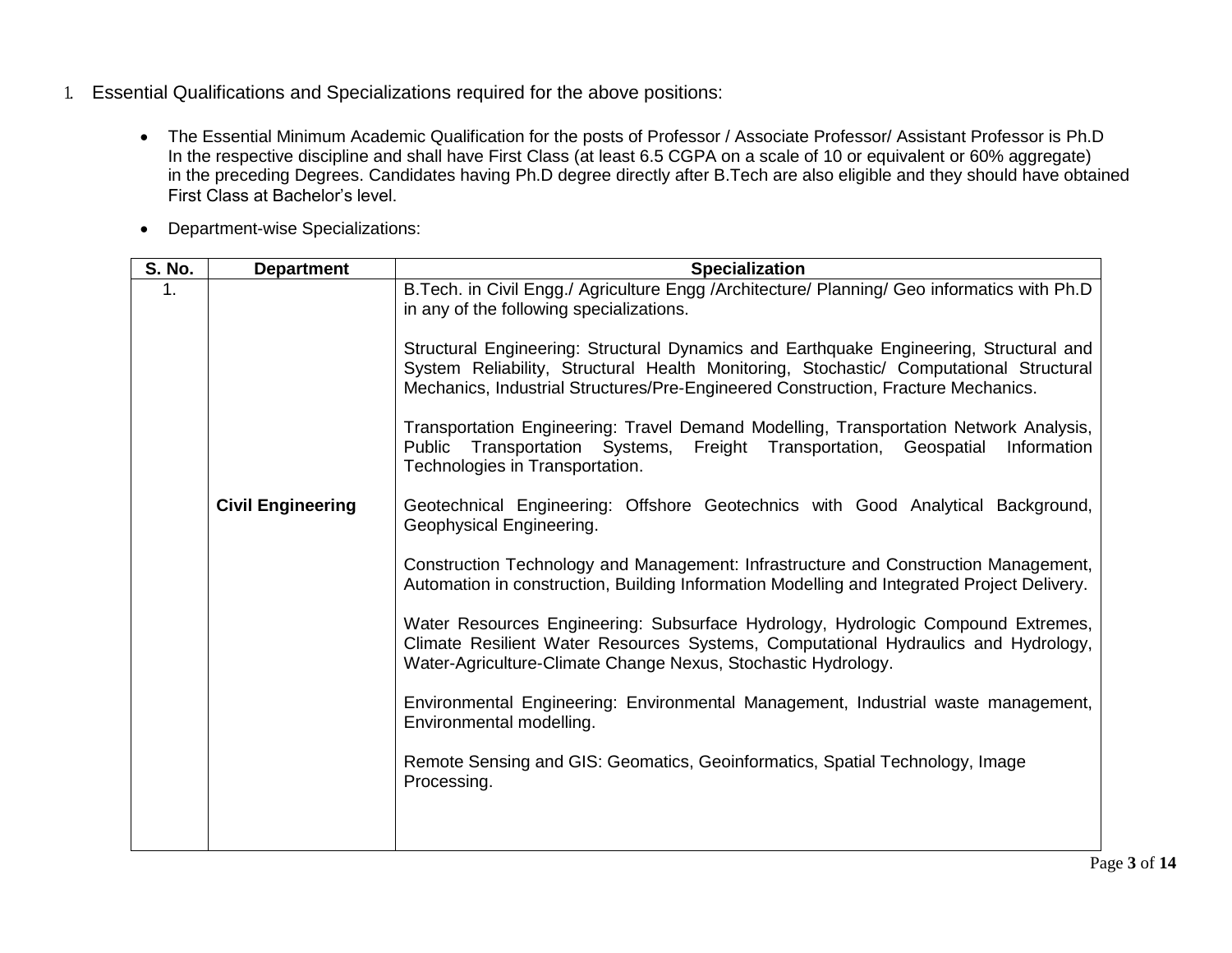1. Essential Qualifications and Specializations required for the above positions:

- The Essential Minimum Academic Qualification for the posts of Professor / Associate Professor/ Assistant Professor is Ph.D In the respective discipline and shall have First Class (at least 6.5 CGPA on a scale of 10 or equivalent or 60% aggregate) in the preceding Degrees. Candidates having Ph.D degree directly after B.Tech are also eligible and they should have obtained First Class at Bachelor's level.

- Department-wise Specializations:

| S. No. | Department | Specialization |
|---|---|---|
| 1. | **Civil Engineering** | B.Tech. in Civil Engg./ Agriculture Engg /Architecture/ Planning/ Geo informatics with Ph.D in any of the following specializations.<br><br>Structural Engineering: Structural Dynamics and Earthquake Engineering, Structural and System Reliability, Structural Health Monitoring, Stochastic/ Computational Structural Mechanics, Industrial Structures/Pre-Engineered Construction, Fracture Mechanics.<br><br>Transportation Engineering: Travel Demand Modelling, Transportation Network Analysis, Public Transportation Systems, Freight Transportation, Geospatial Information Technologies in Transportation.<br><br>Geotechnical Engineering: Offshore Geotechnics with Good Analytical Background, Geophysical Engineering.<br><br>Construction Technology and Management: Infrastructure and Construction Management, Automation in construction, Building Information Modelling and Integrated Project Delivery.<br><br>Water Resources Engineering: Subsurface Hydrology, Hydrologic Compound Extremes, Climate Resilient Water Resources Systems, Computational Hydraulics and Hydrology, Water-Agriculture-Climate Change Nexus, Stochastic Hydrology.<br><br>Environmental Engineering: Environmental Management, Industrial waste management, Environmental modelling.<br><br>Remote Sensing and GIS: Geomatics, Geoinformatics, Spatial Technology, Image Processing. |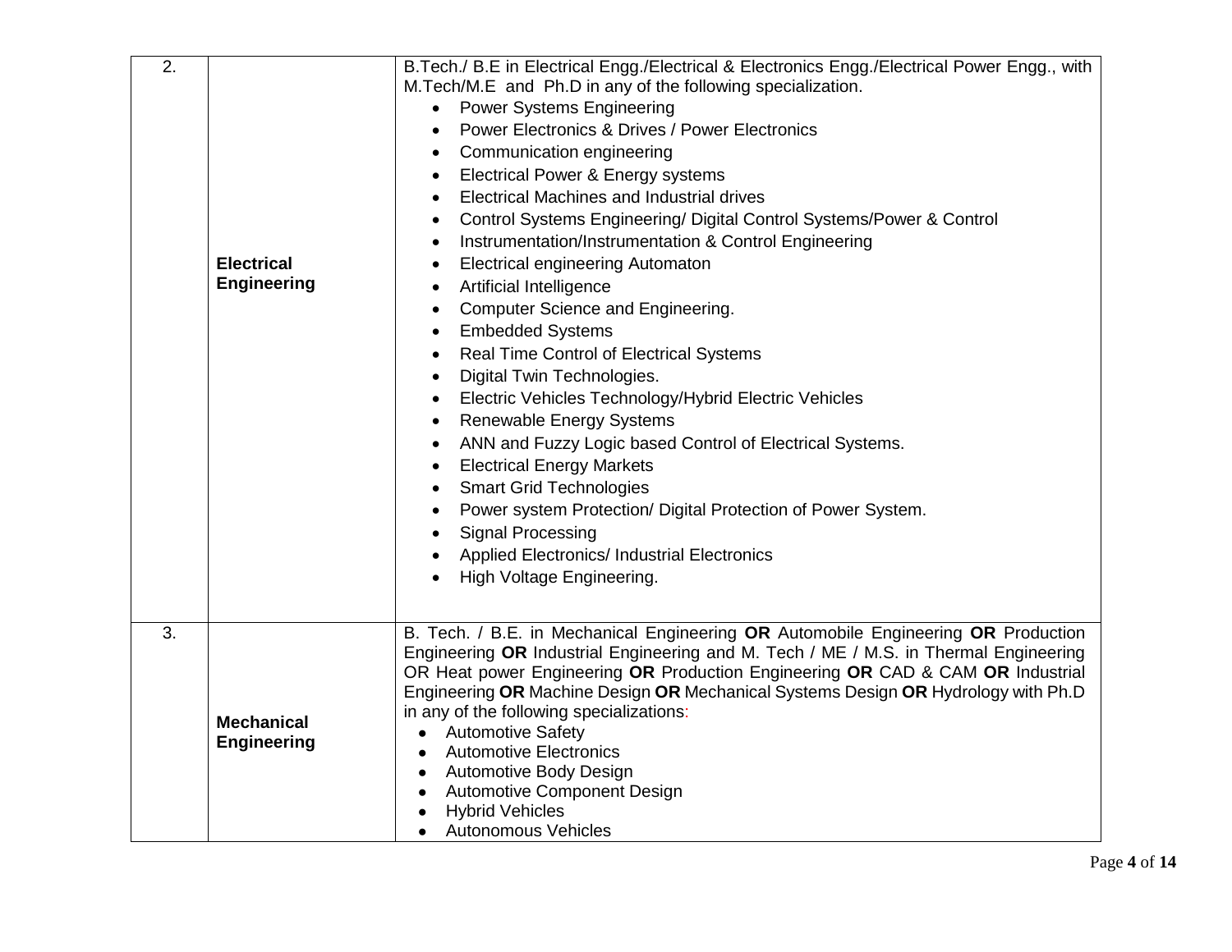| | | |
|---|---|---|
| 2. | **Electrical Engineering** | B.Tech./ B.E in Electrical Engg./Electrical & Electronics Engg./Electrical Power Engg., with M.Tech/M.E and Ph.D in any of the following specialization.<br>• Power Systems Engineering<br>• Power Electronics & Drives / Power Electronics<br>• Communication engineering<br>• Electrical Power & Energy systems<br>• Electrical Machines and Industrial drives<br>• Control Systems Engineering/ Digital Control Systems/Power & Control<br>• Instrumentation/Instrumentation & Control Engineering<br>• Electrical engineering Automaton<br>• Artificial Intelligence<br>• Computer Science and Engineering.<br>• Embedded Systems<br>• Real Time Control of Electrical Systems<br>• Digital Twin Technologies.<br>• Electric Vehicles Technology/Hybrid Electric Vehicles<br>• Renewable Energy Systems<br>• ANN and Fuzzy Logic based Control of Electrical Systems.<br>• Electrical Energy Markets<br>• Smart Grid Technologies<br>• Power system Protection/ Digital Protection of Power System.<br>• Signal Processing<br>• Applied Electronics/ Industrial Electronics<br>• High Voltage Engineering. |
| 3. | **Mechanical Engineering** | B. Tech. / B.E. in Mechanical Engineering **OR** Automobile Engineering **OR** Production Engineering **OR** Industrial Engineering and M. Tech / ME / M.S. in Thermal Engineering OR Heat power Engineering **OR** Production Engineering **OR** CAD & CAM **OR** Industrial Engineering **OR** Machine Design **OR** Mechanical Systems Design **OR** Hydrology with Ph.D in any of the following specializations:<br>• Automotive Safety<br>• Automotive Electronics<br>• Automotive Body Design<br>• Automotive Component Design<br>• Hybrid Vehicles<br>• Autonomous Vehicles |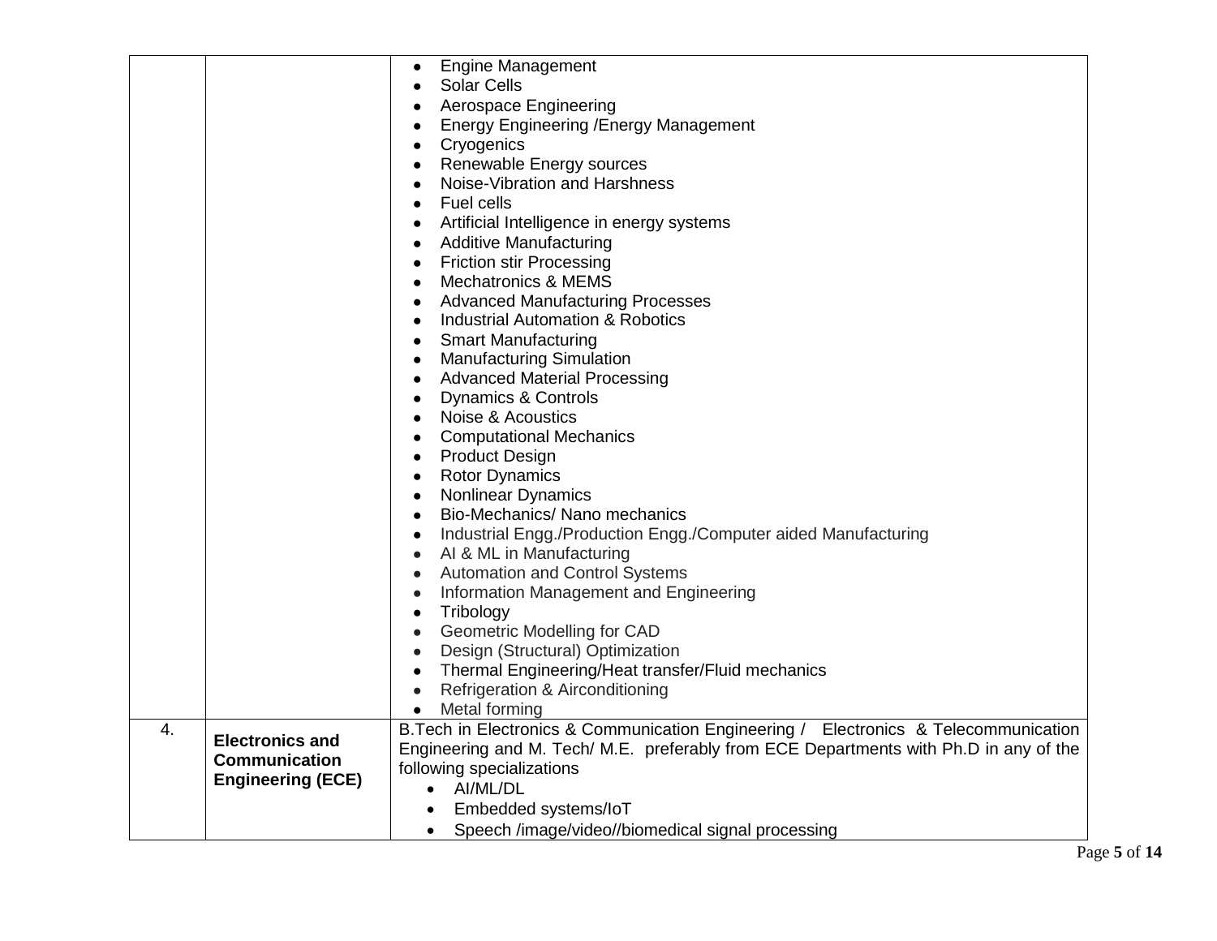| | | |
|---|---|---|
| | | <ul><li>Engine Management</li><li>Solar Cells</li><li>Aerospace Engineering</li><li>Energy Engineering /Energy Management</li><li>Cryogenics</li><li>Renewable Energy sources</li><li>Noise-Vibration and Harshness</li><li>Fuel cells</li><li>Artificial Intelligence in energy systems</li><li>Additive Manufacturing</li><li>Friction stir Processing</li><li>Mechatronics & MEMS</li><li>Advanced Manufacturing Processes</li><li>Industrial Automation & Robotics</li><li>Smart Manufacturing</li><li>Manufacturing Simulation</li><li>Advanced Material Processing</li><li>Dynamics & Controls</li><li>Noise & Acoustics</li><li>Computational Mechanics</li><li>Product Design</li><li>Rotor Dynamics</li><li>Nonlinear Dynamics</li><li>Bio-Mechanics/ Nano mechanics</li><li>Industrial Engg./Production Engg./Computer aided Manufacturing</li><li>AI & ML in Manufacturing</li><li>Automation and Control Systems</li><li>Information Management and Engineering</li><li>Tribology</li><li>Geometric Modelling for CAD</li><li>Design (Structural) Optimization</li><li>Thermal Engineering/Heat transfer/Fluid mechanics</li><li>Refrigeration & Airconditioning</li><li>Metal forming</li></ul> |
| 4. | **Electronics and Communication Engineering (ECE)** | B.Tech in Electronics & Communication Engineering / Electronics & Telecommunication Engineering and M. Tech/ M.E. preferably from ECE Departments with Ph.D in any of the following specializations<ul><li>AI/ML/DL</li><li>Embedded systems/IoT</li><li>Speech /image/video//biomedical signal processing</li></ul> |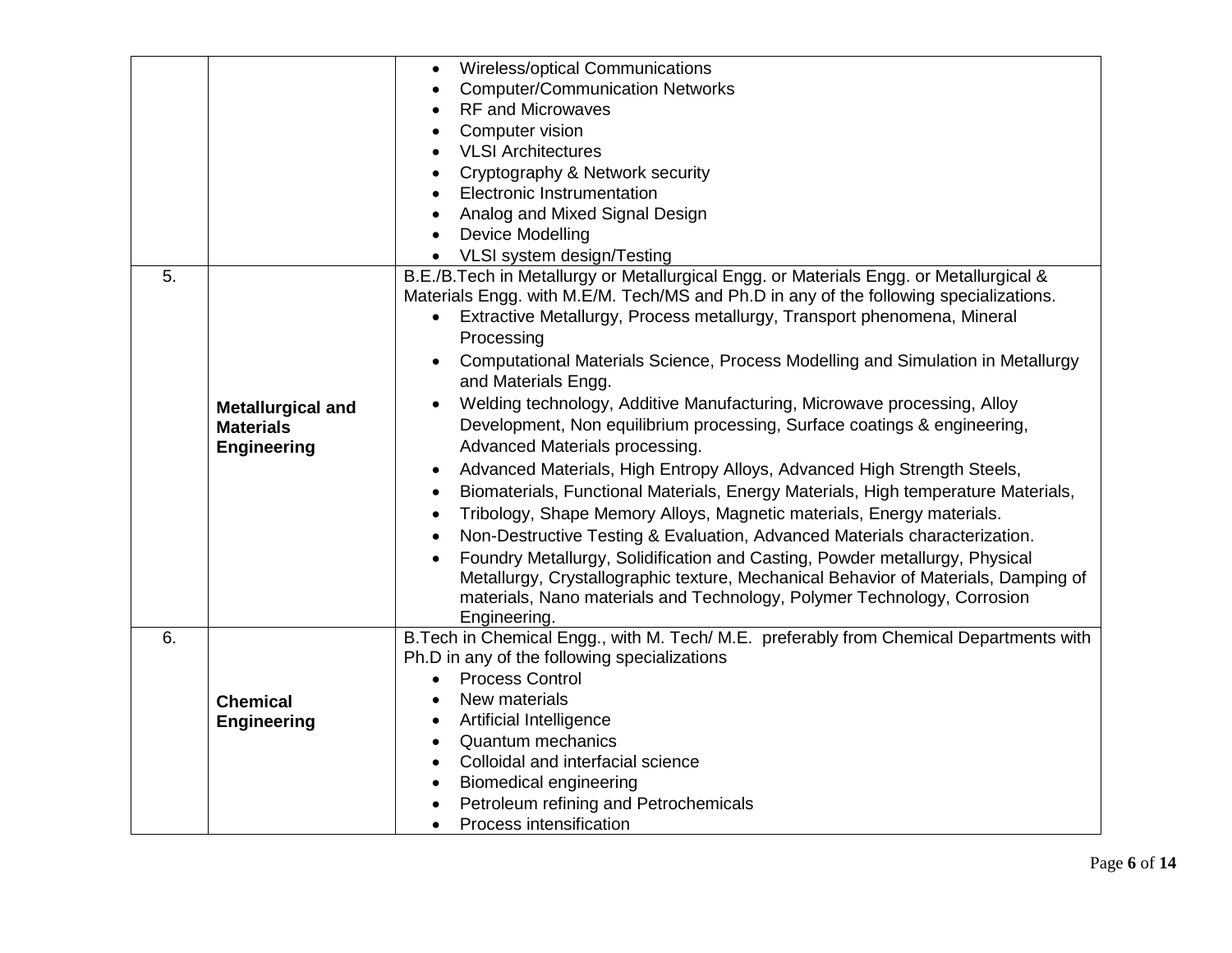| | | |
|---|---|---|
| | | • Wireless/optical Communications<br>• Computer/Communication Networks<br>• RF and Microwaves<br>• Computer vision<br>• VLSI Architectures<br>• Cryptography & Network security<br>• Electronic Instrumentation<br>• Analog and Mixed Signal Design<br>• Device Modelling<br>• VLSI system design/Testing |
| 5. | **Metallurgical and Materials Engineering** | B.E./B.Tech in Metallurgy or Metallurgical Engg. or Materials Engg. or Metallurgical & Materials Engg. with M.E/M. Tech/MS and Ph.D in any of the following specializations.<br>• Extractive Metallurgy, Process metallurgy, Transport phenomena, Mineral Processing<br>• Computational Materials Science, Process Modelling and Simulation in Metallurgy and Materials Engg.<br>• Welding technology, Additive Manufacturing, Microwave processing, Alloy Development, Non equilibrium processing, Surface coatings & engineering, Advanced Materials processing.<br>• Advanced Materials, High Entropy Alloys, Advanced High Strength Steels,<br>• Biomaterials, Functional Materials, Energy Materials, High temperature Materials,<br>• Tribology, Shape Memory Alloys, Magnetic materials, Energy materials.<br>• Non-Destructive Testing & Evaluation, Advanced Materials characterization.<br>• Foundry Metallurgy, Solidification and Casting, Powder metallurgy, Physical Metallurgy, Crystallographic texture, Mechanical Behavior of Materials, Damping of materials, Nano materials and Technology, Polymer Technology, Corrosion Engineering. |
| 6. | **Chemical Engineering** | B.Tech in Chemical Engg., with M. Tech/ M.E. preferably from Chemical Departments with Ph.D in any of the following specializations<br>• Process Control<br>• New materials<br>• Artificial Intelligence<br>• Quantum mechanics<br>• Colloidal and interfacial science<br>• Biomedical engineering<br>• Petroleum refining and Petrochemicals<br>• Process intensification |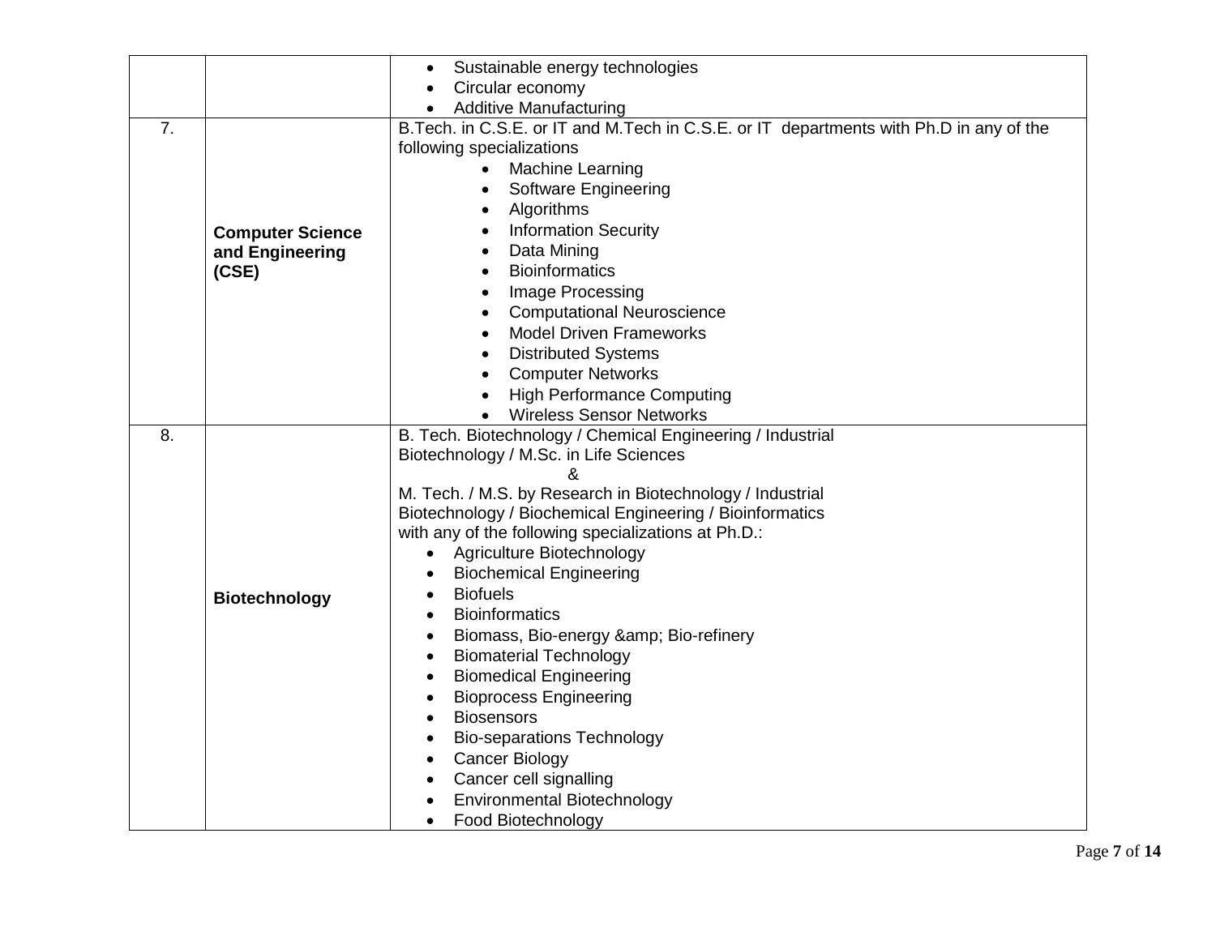| | | |
|---|---|---|
| | | • Sustainable energy technologies<br>• Circular economy<br>• Additive Manufacturing |
| 7. | **Computer Science and Engineering (CSE)** | B.Tech. in C.S.E. or IT and M.Tech in C.S.E. or IT departments with Ph.D in any of the following specializations<br>• Machine Learning<br>• Software Engineering<br>• Algorithms<br>• Information Security<br>• Data Mining<br>• Bioinformatics<br>• Image Processing<br>• Computational Neuroscience<br>• Model Driven Frameworks<br>• Distributed Systems<br>• Computer Networks<br>• High Performance Computing<br>• Wireless Sensor Networks |
| 8. | **Biotechnology** | B. Tech. Biotechnology / Chemical Engineering / Industrial Biotechnology / M.Sc. in Life Sciences<br>&<br>M. Tech. / M.S. by Research in Biotechnology / Industrial Biotechnology / Biochemical Engineering / Bioinformatics with any of the following specializations at Ph.D.:<br>• Agriculture Biotechnology<br>• Biochemical Engineering<br>• Biofuels<br>• Bioinformatics<br>• Biomass, Bio-energy &amp; Bio-refinery<br>• Biomaterial Technology<br>• Biomedical Engineering<br>• Bioprocess Engineering<br>• Biosensors<br>• Bio-separations Technology<br>• Cancer Biology<br>• Cancer cell signalling<br>• Environmental Biotechnology<br>• Food Biotechnology |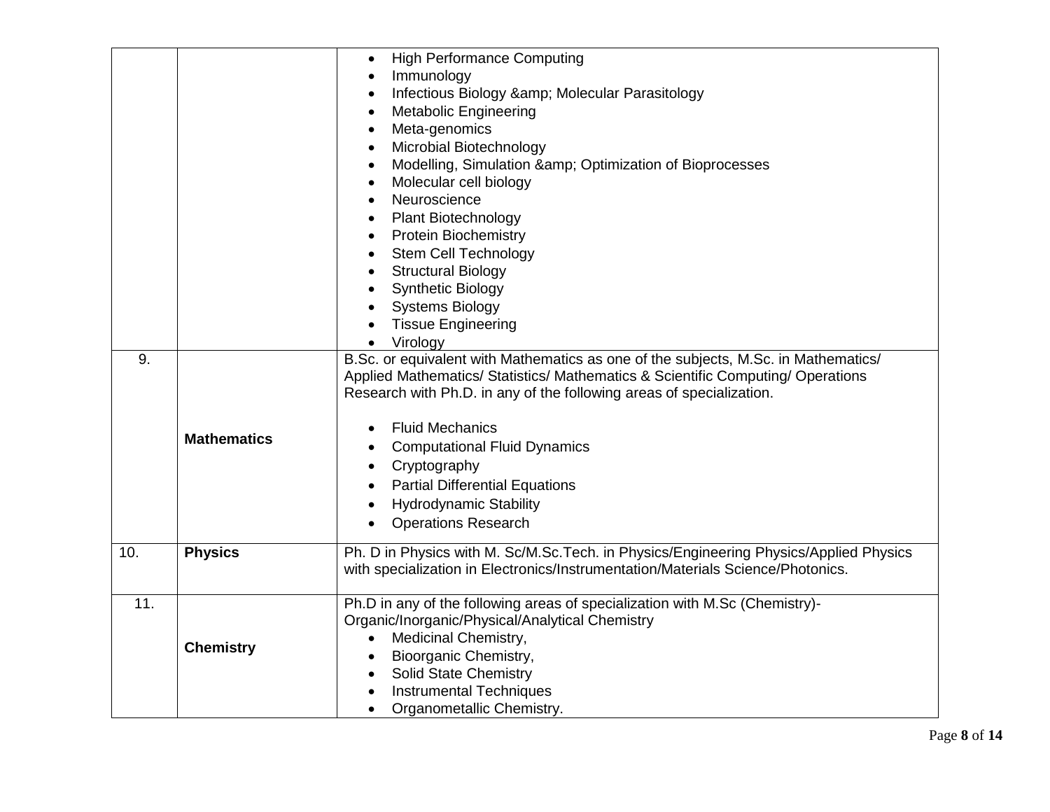| | | |
|---|---|---|
| | | • High Performance Computing<br>• Immunology<br>• Infectious Biology &amp; Molecular Parasitology<br>• Metabolic Engineering<br>• Meta-genomics<br>• Microbial Biotechnology<br>• Modelling, Simulation &amp; Optimization of Bioprocesses<br>• Molecular cell biology<br>• Neuroscience<br>• Plant Biotechnology<br>• Protein Biochemistry<br>• Stem Cell Technology<br>• Structural Biology<br>• Synthetic Biology<br>• Systems Biology<br>• Tissue Engineering<br>• Virology |
| 9. | **Mathematics** | B.Sc. or equivalent with Mathematics as one of the subjects, M.Sc. in Mathematics/ Applied Mathematics/ Statistics/ Mathematics & Scientific Computing/ Operations Research with Ph.D. in any of the following areas of specialization.<br><br>• Fluid Mechanics<br>• Computational Fluid Dynamics<br>• Cryptography<br>• Partial Differential Equations<br>• Hydrodynamic Stability<br>• Operations Research |
| 10. | **Physics** | Ph. D in Physics with M. Sc/M.Sc.Tech. in Physics/Engineering Physics/Applied Physics with specialization in Electronics/Instrumentation/Materials Science/Photonics. |
| 11. | **Chemistry** | Ph.D in any of the following areas of specialization with M.Sc (Chemistry)-Organic/Inorganic/Physical/Analytical Chemistry<br>• Medicinal Chemistry,<br>• Bioorganic Chemistry,<br>• Solid State Chemistry<br>• Instrumental Techniques<br>• Organometallic Chemistry. |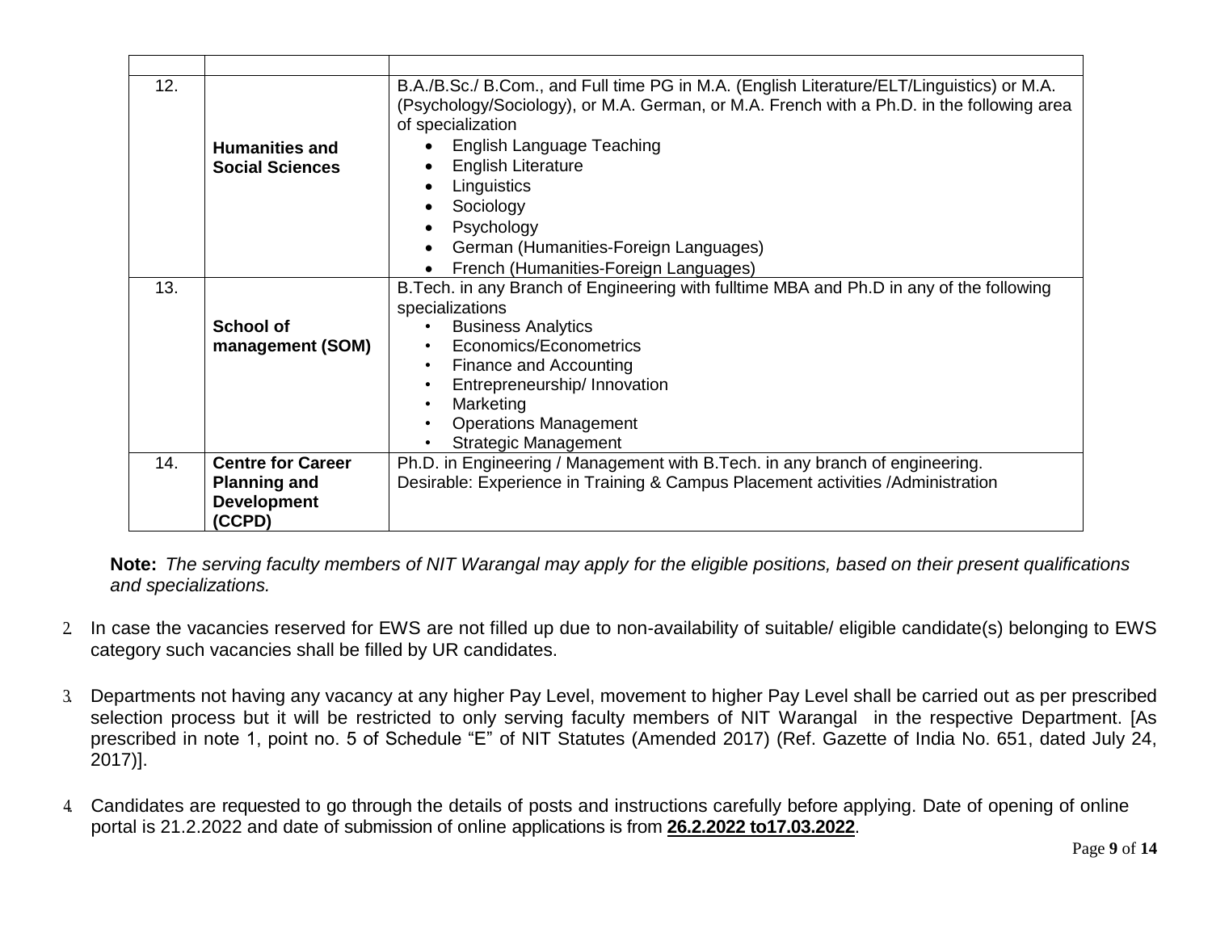| | | |
|---|---|---|
| 12. | **Humanities and Social Sciences** | B.A./B.Sc./ B.Com., and Full time PG in M.A. (English Literature/ELT/Linguistics) or M.A. (Psychology/Sociology), or M.A. German, or M.A. French with a Ph.D. in the following area of specialization<br>• English Language Teaching<br>• English Literature<br>• Linguistics<br>• Sociology<br>• Psychology<br>• German (Humanities-Foreign Languages)<br>• French (Humanities-Foreign Languages) |
| 13. | **School of management (SOM)** | B.Tech. in any Branch of Engineering with fulltime MBA and Ph.D in any of the following specializations<br>• Business Analytics<br>• Economics/Econometrics<br>• Finance and Accounting<br>• Entrepreneurship/ Innovation<br>• Marketing<br>• Operations Management<br>• Strategic Management |
| 14. | **Centre for Career Planning and Development (CCPD)** | Ph.D. in Engineering / Management with B.Tech. in any branch of engineering.<br>Desirable: Experience in Training & Campus Placement activities /Administration |

**Note:** *The serving faculty members of NIT Warangal may apply for the eligible positions, based on their present qualifications and specializations.*

2. In case the vacancies reserved for EWS are not filled up due to non-availability of suitable/ eligible candidate(s) belonging to EWS category such vacancies shall be filled by UR candidates.

3. Departments not having any vacancy at any higher Pay Level, movement to higher Pay Level shall be carried out as per prescribed selection process but it will be restricted to only serving faculty members of NIT Warangal in the respective Department. [As prescribed in note 1, point no. 5 of Schedule "E" of NIT Statutes (Amended 2017) (Ref. Gazette of India No. 651, dated July 24, 2017)].

4. Candidates are requested to go through the details of posts and instructions carefully before applying. Date of opening of online portal is 21.2.2022 and date of submission of online applications is from **26.2.2022 to17.03.2022**.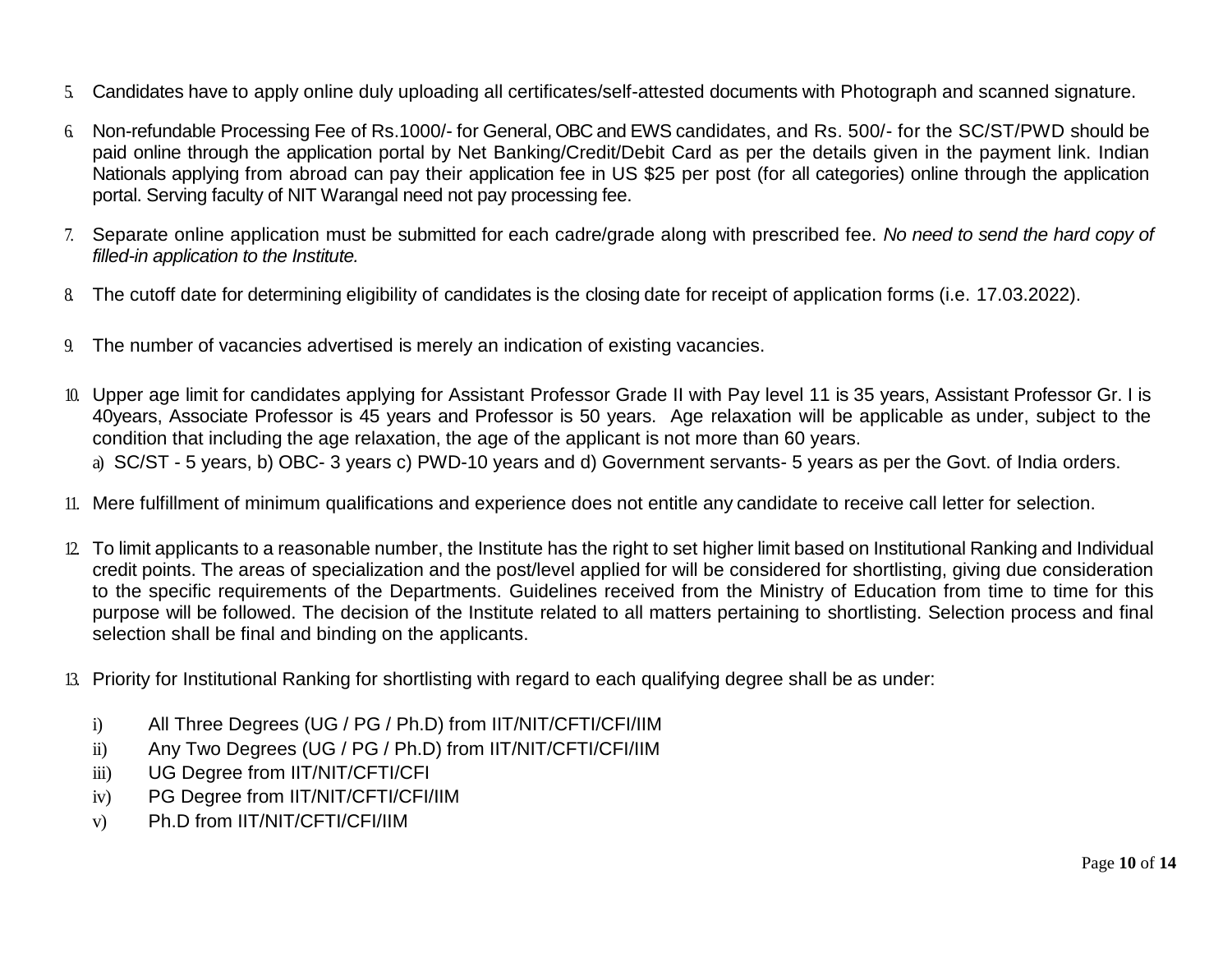5. Candidates have to apply online duly uploading all certificates/self-attested documents with Photograph and scanned signature.

6. Non-refundable Processing Fee of Rs.1000/- for General, OBC and EWS candidates, and Rs. 500/- for the SC/ST/PWD should be paid online through the application portal by Net Banking/Credit/Debit Card as per the details given in the payment link. Indian Nationals applying from abroad can pay their application fee in US $25 per post (for all categories) online through the application portal. Serving faculty of NIT Warangal need not pay processing fee.

7. Separate online application must be submitted for each cadre/grade along with prescribed fee. *No need to send the hard copy of filled-in application to the Institute.*

8. The cutoff date for determining eligibility of candidates is the closing date for receipt of application forms (i.e. 17.03.2022).

9. The number of vacancies advertised is merely an indication of existing vacancies.

10. Upper age limit for candidates applying for Assistant Professor Grade II with Pay level 11 is 35 years, Assistant Professor Gr. I is 40years, Associate Professor is 45 years and Professor is 50 years. Age relaxation will be applicable as under, subject to the condition that including the age relaxation, the age of the applicant is not more than 60 years.

    a) SC/ST - 5 years, b) OBC- 3 years c) PWD-10 years and d) Government servants- 5 years as per the Govt. of India orders.

11. Mere fulfillment of minimum qualifications and experience does not entitle any candidate to receive call letter for selection.

12. To limit applicants to a reasonable number, the Institute has the right to set higher limit based on Institutional Ranking and Individual credit points. The areas of specialization and the post/level applied for will be considered for shortlisting, giving due consideration to the specific requirements of the Departments. Guidelines received from the Ministry of Education from time to time for this purpose will be followed. The decision of the Institute related to all matters pertaining to shortlisting. Selection process and final selection shall be final and binding on the applicants.

13. Priority for Institutional Ranking for shortlisting with regard to each qualifying degree shall be as under:

    i) All Three Degrees (UG / PG / Ph.D) from IIT/NIT/CFTI/CFI/IIM
    ii) Any Two Degrees (UG / PG / Ph.D) from IIT/NIT/CFTI/CFI/IIM
    iii) UG Degree from IIT/NIT/CFTI/CFI
    iv) PG Degree from IIT/NIT/CFTI/CFI/IIM
    v) Ph.D from IIT/NIT/CFTI/CFI/IIM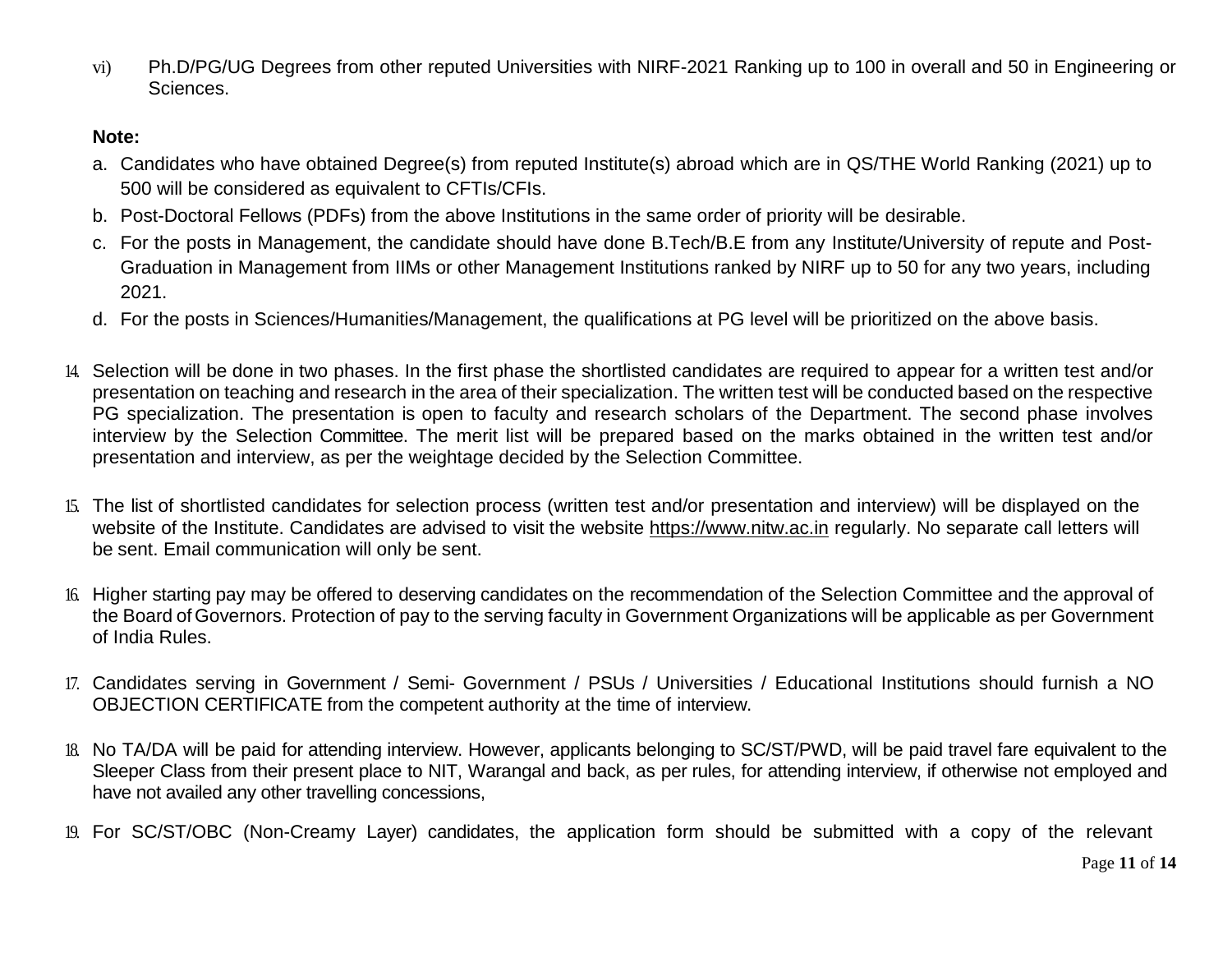vi) Ph.D/PG/UG Degrees from other reputed Universities with NIRF-2021 Ranking up to 100 in overall and 50 in Engineering or Sciences.

**Note:**

a. Candidates who have obtained Degree(s) from reputed Institute(s) abroad which are in QS/THE World Ranking (2021) up to 500 will be considered as equivalent to CFTIs/CFIs.

b. Post-Doctoral Fellows (PDFs) from the above Institutions in the same order of priority will be desirable.

c. For the posts in Management, the candidate should have done B.Tech/B.E from any Institute/University of repute and Post-Graduation in Management from IIMs or other Management Institutions ranked by NIRF up to 50 for any two years, including 2021.

d. For the posts in Sciences/Humanities/Management, the qualifications at PG level will be prioritized on the above basis.

14. Selection will be done in two phases. In the first phase the shortlisted candidates are required to appear for a written test and/or presentation on teaching and research in the area of their specialization. The written test will be conducted based on the respective PG specialization. The presentation is open to faculty and research scholars of the Department. The second phase involves interview by the Selection Committee. The merit list will be prepared based on the marks obtained in the written test and/or presentation and interview, as per the weightage decided by the Selection Committee.

15. The list of shortlisted candidates for selection process (written test and/or presentation and interview) will be displayed on the website of the Institute. Candidates are advised to visit the website https://www.nitw.ac.in regularly. No separate call letters will be sent. Email communication will only be sent.

16. Higher starting pay may be offered to deserving candidates on the recommendation of the Selection Committee and the approval of the Board of Governors. Protection of pay to the serving faculty in Government Organizations will be applicable as per Government of India Rules.

17. Candidates serving in Government / Semi- Government / PSUs / Universities / Educational Institutions should furnish a NO OBJECTION CERTIFICATE from the competent authority at the time of interview.

18. No TA/DA will be paid for attending interview. However, applicants belonging to SC/ST/PWD, will be paid travel fare equivalent to the Sleeper Class from their present place to NIT, Warangal and back, as per rules, for attending interview, if otherwise not employed and have not availed any other travelling concessions,

19. For SC/ST/OBC (Non-Creamy Layer) candidates, the application form should be submitted with a copy of the relevant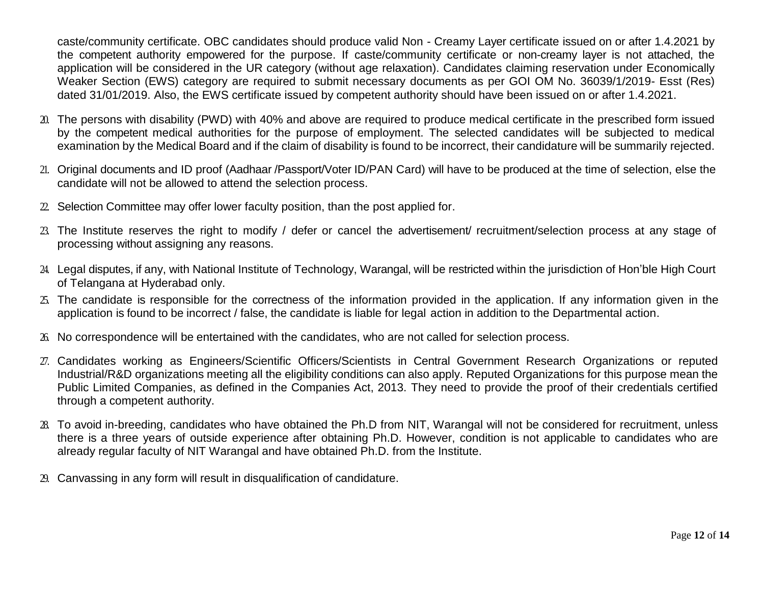caste/community certificate. OBC candidates should produce valid Non - Creamy Layer certificate issued on or after 1.4.2021 by the competent authority empowered for the purpose. If caste/community certificate or non-creamy layer is not attached, the application will be considered in the UR category (without age relaxation). Candidates claiming reservation under Economically Weaker Section (EWS) category are required to submit necessary documents as per GOI OM No. 36039/1/2019- Esst (Res) dated 31/01/2019. Also, the EWS certificate issued by competent authority should have been issued on or after 1.4.2021.

20. The persons with disability (PWD) with 40% and above are required to produce medical certificate in the prescribed form issued by the competent medical authorities for the purpose of employment. The selected candidates will be subjected to medical examination by the Medical Board and if the claim of disability is found to be incorrect, their candidature will be summarily rejected.
21. Original documents and ID proof (Aadhaar /Passport/Voter ID/PAN Card) will have to be produced at the time of selection, else the candidate will not be allowed to attend the selection process.
22. Selection Committee may offer lower faculty position, than the post applied for.
23. The Institute reserves the right to modify / defer or cancel the advertisement/ recruitment/selection process at any stage of processing without assigning any reasons.
24. Legal disputes, if any, with National Institute of Technology, Warangal, will be restricted within the jurisdiction of Hon'ble High Court of Telangana at Hyderabad only.
25. The candidate is responsible for the correctness of the information provided in the application. If any information given in the application is found to be incorrect / false, the candidate is liable for legal action in addition to the Departmental action.
26. No correspondence will be entertained with the candidates, who are not called for selection process.
27. Candidates working as Engineers/Scientific Officers/Scientists in Central Government Research Organizations or reputed Industrial/R&D organizations meeting all the eligibility conditions can also apply. Reputed Organizations for this purpose mean the Public Limited Companies, as defined in the Companies Act, 2013. They need to provide the proof of their credentials certified through a competent authority.
28. To avoid in-breeding, candidates who have obtained the Ph.D from NIT, Warangal will not be considered for recruitment, unless there is a three years of outside experience after obtaining Ph.D. However, condition is not applicable to candidates who are already regular faculty of NIT Warangal and have obtained Ph.D. from the Institute.
29. Canvassing in any form will result in disqualification of candidature.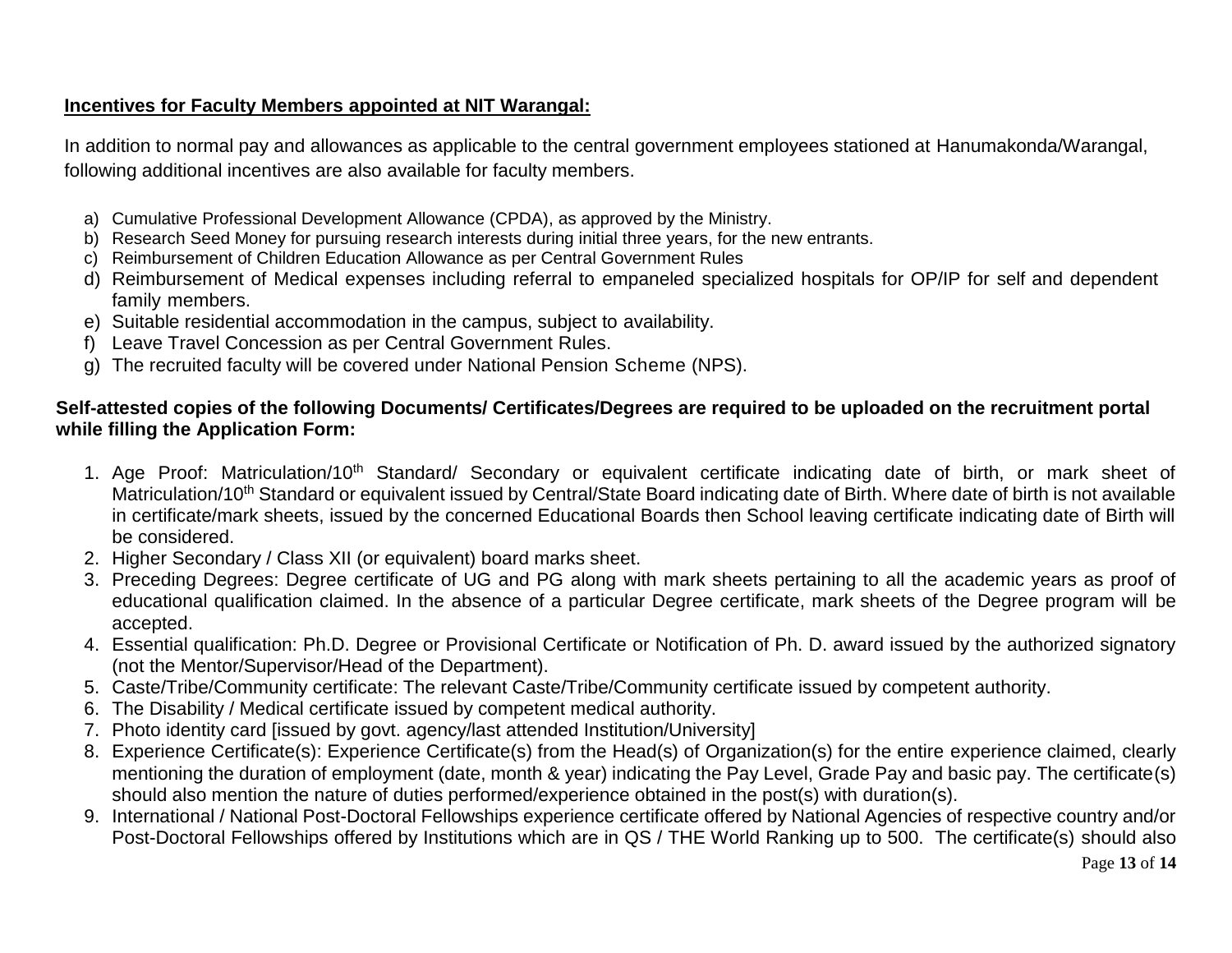**Incentives for Faculty Members appointed at NIT Warangal:**

In addition to normal pay and allowances as applicable to the central government employees stationed at Hanumakonda/Warangal, following additional incentives are also available for faculty members.

a) Cumulative Professional Development Allowance (CPDA), as approved by the Ministry.
b) Research Seed Money for pursuing research interests during initial three years, for the new entrants.
c) Reimbursement of Children Education Allowance as per Central Government Rules
d) Reimbursement of Medical expenses including referral to empaneled specialized hospitals for OP/IP for self and dependent family members.
e) Suitable residential accommodation in the campus, subject to availability.
f) Leave Travel Concession as per Central Government Rules.
g) The recruited faculty will be covered under National Pension Scheme (NPS).

**Self-attested copies of the following Documents/ Certificates/Degrees are required to be uploaded on the recruitment portal while filling the Application Form:**

1. Age Proof: Matriculation/10th Standard/ Secondary or equivalent certificate indicating date of birth, or mark sheet of Matriculation/10th Standard or equivalent issued by Central/State Board indicating date of Birth. Where date of birth is not available in certificate/mark sheets, issued by the concerned Educational Boards then School leaving certificate indicating date of Birth will be considered.
2. Higher Secondary / Class XII (or equivalent) board marks sheet.
3. Preceding Degrees: Degree certificate of UG and PG along with mark sheets pertaining to all the academic years as proof of educational qualification claimed. In the absence of a particular Degree certificate, mark sheets of the Degree program will be accepted.
4. Essential qualification: Ph.D. Degree or Provisional Certificate or Notification of Ph. D. award issued by the authorized signatory (not the Mentor/Supervisor/Head of the Department).
5. Caste/Tribe/Community certificate: The relevant Caste/Tribe/Community certificate issued by competent authority.
6. The Disability / Medical certificate issued by competent medical authority.
7. Photo identity card [issued by govt. agency/last attended Institution/University]
8. Experience Certificate(s): Experience Certificate(s) from the Head(s) of Organization(s) for the entire experience claimed, clearly mentioning the duration of employment (date, month & year) indicating the Pay Level, Grade Pay and basic pay. The certificate(s) should also mention the nature of duties performed/experience obtained in the post(s) with duration(s).
9. International / National Post-Doctoral Fellowships experience certificate offered by National Agencies of respective country and/or Post-Doctoral Fellowships offered by Institutions which are in QS / THE World Ranking up to 500. The certificate(s) should also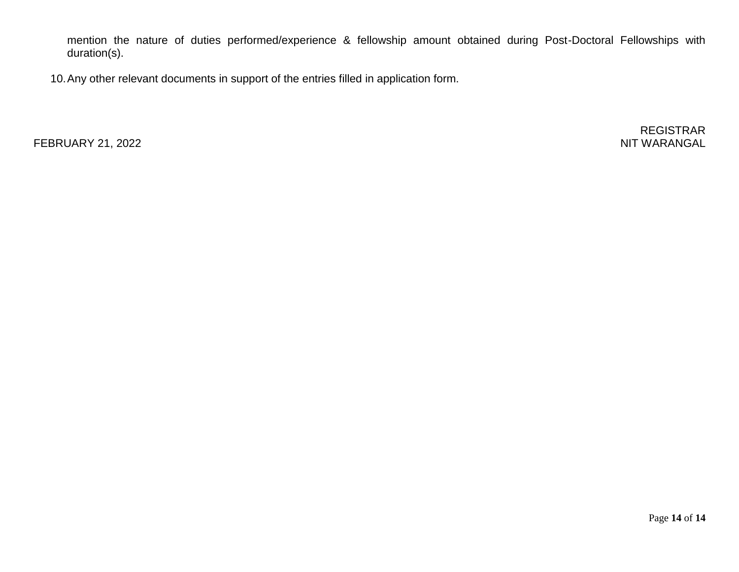mention the nature of duties performed/experience & fellowship amount obtained during Post-Doctoral Fellowships with duration(s).

10. Any other relevant documents in support of the entries filled in application form.

FEBRUARY 21, 2022

REGISTRAR
NIT WARANGAL